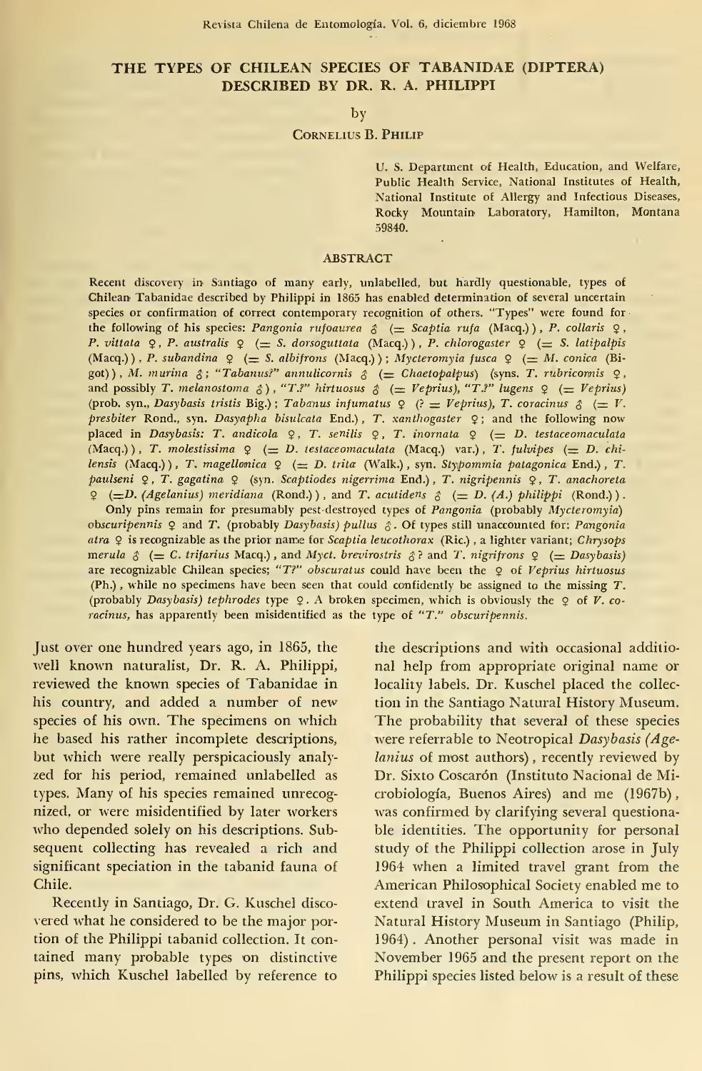# THE TYPES OF CHILEAN SPECIES OF TABANIDAE (DIPTERA) DESCRIBED BY DR. R. A. PHILIPPI

by

CORNELIUS B. PHILIP

U. S. Department of Health, Education, and Welfare, Public Health Service, National Institutes of Health, National Institute of Allergy and Infectious Diseases, Rocky Mountain Laboratory, Hamilton, Montana 59840.

## ABSTRACT

Recent discovery in Santiago of many early, unlabelled, but hardly questionable, types of Chilean Tabanidae described by Philippi in 1865 has enabled determination of several uncertain species or confirmation of correct contemporary recognition of others. "Types" were found for the following of his species: *Pangonia rufoaurea* ♂ (= *Scaptia rufa* (Macq.)), *P. collaris* ♀, *P. vittata* ♀, *P. australis* ♀ (= *S. dorsoguttata* (Macq.)), *P. chlorogaster* ♀ (= *S. latipalpis* (Macq.)), *P. subandina* ♀ (= *S. albifrons* (Macq.)); *Mycteromyia fusca* ♀ (= *M. conica* (Bigot)), *M. murina* ♂; "*Tabanus*?" *annulicornis* ♂ (= *Chaetopalpus*) (syns. *T. rubricornis* ♀, and possibly *T. melanostoma* ♂), "*T.*?" *hirtuosus* ♂ (= *Veprius*), "*T.*?" *lugens* ♀ (= *Veprius*) (prob. syn., *Dasybasis tristis* Big.); *Tabanus infumatus* ♀ (? = *Veprius*), *T. coracinus* ♂ (= *V. presbiter* Rond., syn. *Dasyapha bisulcata* End.), *T. xanthogaster* ♀; and the following now placed in *Dasybasis*: *T. andicola* ♀, *T. senilis* ♀, *T. inornata* ♀ (= *D. testaceomaculata* (Macq.)), *T. molestissima* ♀ (= *D. testaceomaculata* (Macq.) var.), *T. fulvipes* (= *D. chilensis* (Macq.)), *T. magellonica* ♀ (= *D. trita* (Walk.), syn. *Stypommia patagonica* End.), *T. paulseni* ♀, *T. gagatina* ♀ (syn. *Scaptiodes nigerrima* End.), *T. nigripennis* ♀, *T. anachoreta* ♀ (=*D. (Agelanius) meridiana* (Rond.)), and *T. acutidens* ♂ (= *D. (A.) philippi* (Rond.)).

Only pins remain for presumably pest-destroyed types of *Pangonia* (probably *Mycteromyia*) *obscuripennis* ♀ and *T.* (probably *Dasybasis*) *pullus* ♂. Of types still unaccounted for: *Pangonia atra* ♀ is recognizable as the prior name for *Scaptia leucothorax* (Ric.), a lighter variant; *Chrysops merula* ♂ (= *C. trifarius* Macq.), and *Myct. brevirostris* ♂? and *T. nigrifrons* ♀ (= *Dasybasis*) are recognizable Chilean species; "*T?*" *obscuratus* could have been the ♀ of *Veprius hirtuosus* (Ph.), while no specimens have been seen that could confidently be assigned to the missing *T.* (probably *Dasybasis*) *tephrodes* type ♀. A broken specimen, which is obviously the ♀ of *V. coracinus*, has apparently been misidentified as the type of "*T.*" *obscuripennis*.

Just over one hundred years ago, in 1865, the well known naturalist, Dr. R. A. Philippi, reviewed the known species of Tabanidae in his country, and added a number of new species of his own. The specimens on which he based his rather incomplete descriptions, but which were really perspicaciously analyzed for his period, remained unlabelled as types. Many of his species remained unrecognized, or were misidentified by later workers who depended solely on his descriptions. Subsequent collecting has revealed a rich and significant speciation in the tabanid fauna of Chile.

Recently in Santiago, Dr. G. Kuschel discovered what he considered to be the major portion of the Philippi tabanid collection. It contained many probable types on distinctive pins, which Kuschel labelled by reference to the descriptions and with occasional additional help from appropriate original name or locality labels. Dr. Kuschel placed the collection in the Santiago Natural History Museum. The probability that several of these species were referrable to Neotropical *Dasybasis* (*Agelanius* of most authors), recently reviewed by Dr. Sixto Coscarón (Instituto Nacional de Microbiología, Buenos Aires) and me (1967b), was confirmed by clarifying several questionable identities. The opportunity for personal study of the Philippi collection arose in July 1964 when a limited travel grant from the American Philosophical Society enabled me to extend travel in South America to visit the Natural History Museum in Santiago (Philip, 1964). Another personal visit was made in November 1965 and the present report on the Philippi species listed below is a result of these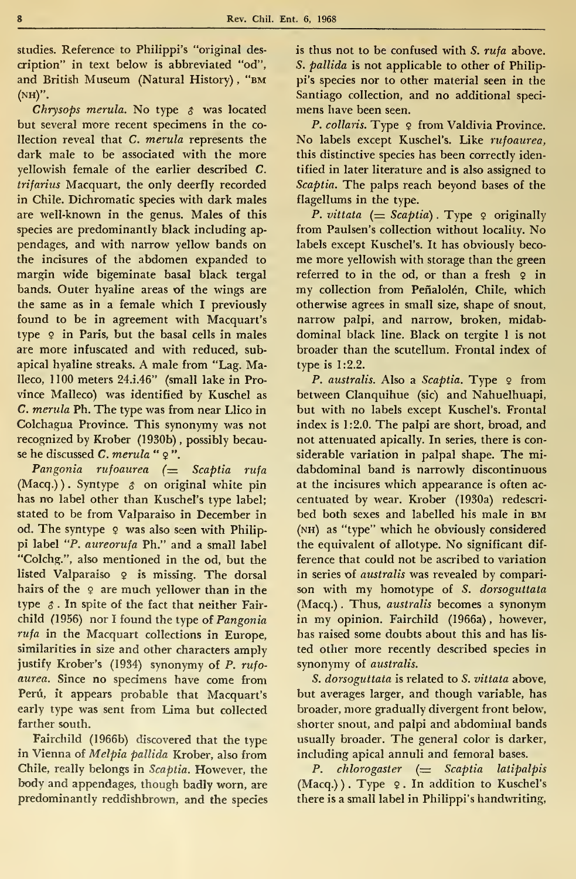studies. Reference to Philippi's "original description" in text below is abbreviated "od", and British Museum (Natural History), "BM (NH)".

*Chrysops merula*. No type ♂ was located but several more recent specimens in the collection reveal that *C. merula* represents the dark male to be associated with the more yellowish female of the earlier described *C. trifarius* Macquart, the only deerfly recorded in Chile. Dichromatic species with dark males are well-known in the genus. Males of this species are predominantly black including appendages, and with narrow yellow bands on the incisures of the abdomen expanded to margin wide bigeminate basal black tergal bands. Outer hyaline areas of the wings are the same as in a female which I previously found to be in agreement with Macquart's type ♀ in Paris, but the basal cells in males are more infuscated and with reduced, subapical hyaline streaks. A male from "Lag. Malleco, 1100 meters 24.i.46" (small lake in Province Malleco) was identified by Kuschel as *C. merula* Ph. The type was from near Llico in Colchagua Province. This synonymy was not recognized by Krober (1930b), possibly because he discussed *C. merula* "♀".

*Pangonia rufoaurea* (= *Scaptia rufa* (Macq.)). Syntype ♂ on original white pin has no label other than Kuschel's type label; stated to be from Valparaiso in December in od. The syntype ♀ was also seen with Philippi label "*P. aureorufa* Ph." and a small label "Colchg.", also mentioned in the od, but the listed Valparaiso ♀ is missing. The dorsal hairs of the ♀ are much yellower than in the type ♂. In spite of the fact that neither Fairchild (1956) nor I found the type of *Pangonia rufa* in the Macquart collections in Europe, similarities in size and other characters amply justify Krober's (1934) synonymy of *P. rufoaurea*. Since no specimens have come from Perú, it appears probable that Macquart's early type was sent from Lima but collected farther south.

Fairchild (1966b) discovered that the type in Vienna of *Melpia pallida* Krober, also from Chile, really belongs in *Scaptia*. However, the body and appendages, though badly worn, are predominantly reddishbrown, and the species is thus not to be confused with *S. rufa* above. *S. pallida* is not applicable to other of Philippi's species nor to other material seen in the Santiago collection, and no additional specimens have been seen.

*P. collaris*. Type ♀ from Valdivia Province. No labels except Kuschel's. Like *rufoaurea*, this distinctive species has been correctly identified in later literature and is also assigned to *Scaptia*. The palps reach beyond bases of the flagellums in the type.

*P. vittata* (= *Scaptia*). Type ♀ originally from Paulsen's collection without locality. No labels except Kuschel's. It has obviously become more yellowish with storage than the green referred to in the od, or than a fresh ♀ in my collection from Peñalolén, Chile, which otherwise agrees in small size, shape of snout, narrow palpi, and narrow, broken, midabdominal black line. Black on tergite 1 is not broader than the scutellum. Frontal index of type is 1:2.2.

*P. australis*. Also a *Scaptia*. Type ♀ from between Clanquihue (sic) and Nahuelhuapi, but with no labels except Kuschel's. Frontal index is 1:2.0. The palpi are short, broad, and not attenuated apically. In series, there is considerable variation in palpal shape. The midabdominal band is narrowly discontinuous at the incisures which appearance is often accentuated by wear. Krober (1930a) redescribed both sexes and labelled his male in BM (NH) as "type" which he obviously considered the equivalent of allotype. No significant difference that could not be ascribed to variation in series of *australis* was revealed by comparison with my homotype of *S. dorsoguttata* (Macq.). Thus, *australis* becomes a synonym in my opinion. Fairchild (1966a), however, has raised some doubts about this and has listed other more recently described species in synonymy of *australis*.

*S. dorsoguttata* is related to *S. vittata* above, but averages larger, and though variable, has broader, more gradually divergent front below, shorter snout, and palpi and abdominal bands usually broader. The general color is darker, including apical annuli and femoral bases.

*P. chlorogaster* (= *Scaptia latipalpis* (Macq.)). Type ♀. In addition to Kuschel's there is a small label in Philippi's handwriting,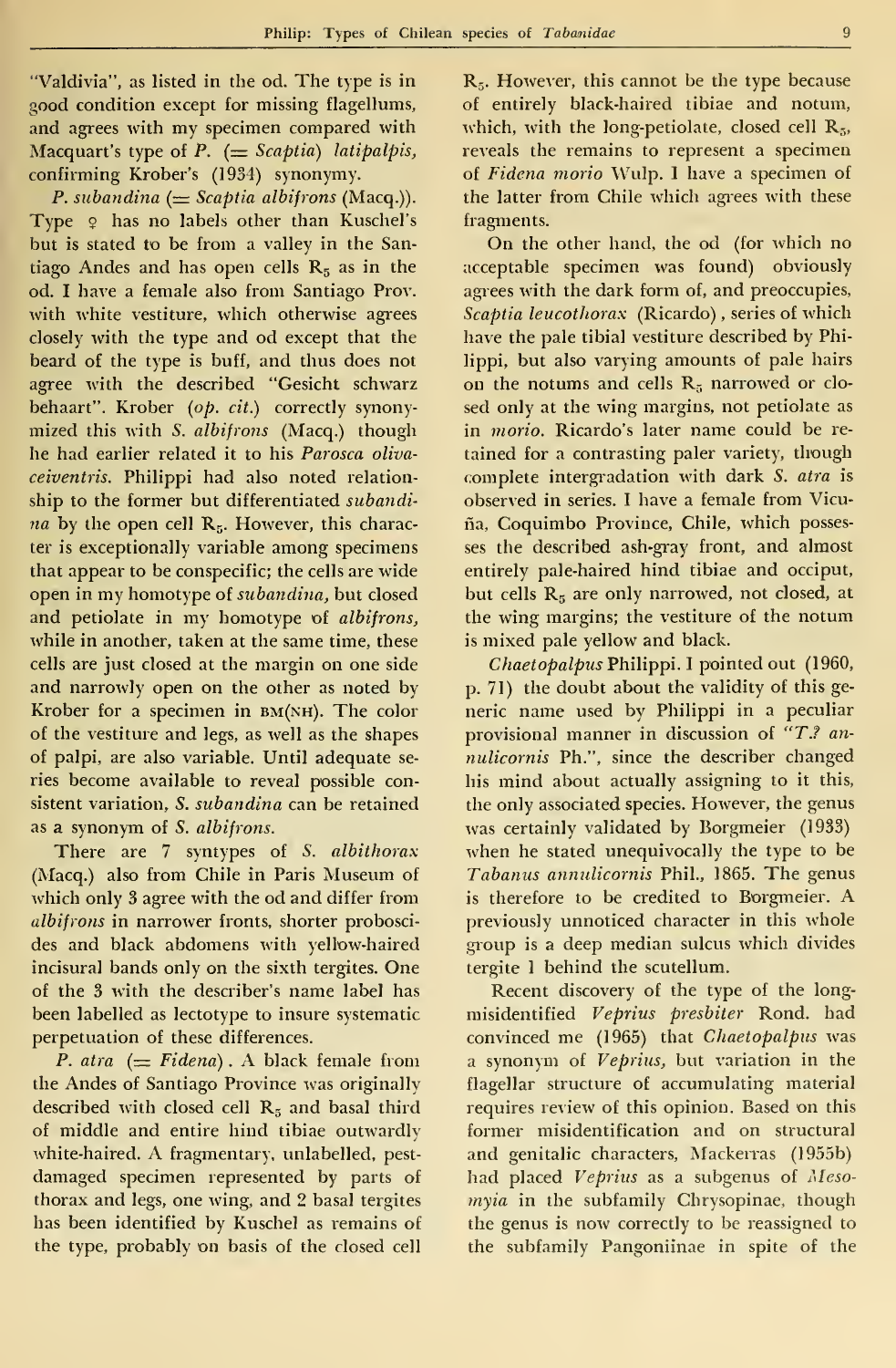"Valdivia", as listed in the od. The type is in good condition except for missing flagellums, and agrees with my specimen compared with Macquart's type of *P.* (= *Scaptia*) *latipalpis*, confirming Krober's (1934) synonymy.

*P. subandina* (= *Scaptia albifrons* (Macq.)). Type ♀ has no labels other than Kuschel's but is stated to be from a valley in the Santiago Andes and has open cells $R_5$ as in the od. I have a female also from Santiago Prov. with white vestiture, which otherwise agrees closely with the type and od except that the beard of the type is buff, and thus does not agree with the described "Gesicht schwarz behaart". Krober (*op. cit.*) correctly synonymized this with *S. albifrons* (Macq.) though he had earlier related it to his *Parosca olivaceiventris*. Philippi had also noted relationship to the former but differentiated *subandina* by the open cell $R_5$. However, this character is exceptionally variable among specimens that appear to be conspecific; the cells are wide open in my homotype of *subandina*, but closed and petiolate in my homotype of *albifrons*, while in another, taken at the same time, these cells are just closed at the margin on one side and narrowly open on the other as noted by Krober for a specimen in BM(NH). The color of the vestiture and legs, as well as the shapes of palpi, are also variable. Until adequate series become available to reveal possible consistent variation, *S. subandina* can be retained as a synonym of *S. albifrons*.

There are 7 syntypes of *S. albithorax* (Macq.) also from Chile in Paris Museum of which only 3 agree with the od and differ from *albifrons* in narrower fronts, shorter proboscides and black abdomens with yellow-haired incisural bands only on the sixth tergites. One of the 3 with the describer's name label has been labelled as lectotype to insure systematic perpetuation of these differences.

*P. atra* (= *Fidena*). A black female from the Andes of Santiago Province was originally described with closed cell $R_5$ and basal third of middle and entire hind tibiae outwardly white-haired. A fragmentary, unlabelled, pest-damaged specimen represented by parts of thorax and legs, one wing, and 2 basal tergites has been identified by Kuschel as remains of the type, probably on basis of the closed cell $R_5$. However, this cannot be the type because of entirely black-haired tibiae and notum, which, with the long-petiolate, closed cell $R_5$, reveals the remains to represent a specimen of *Fidena morio* Wulp. I have a specimen of the latter from Chile which agrees with these fragments.

On the other hand, the od (for which no acceptable specimen was found) obviously agrees with the dark form of, and preoccupies, *Scaptia leucothorax* (Ricardo), series of which have the pale tibial vestiture described by Philippi, but also varying amounts of pale hairs on the notums and cells $R_5$ narrowed or closed only at the wing margins, not petiolate as in *morio*. Ricardo's later name could be retained for a contrasting paler variety, though complete intergradation with dark *S. atra* is observed in series. I have a female from Vicuña, Coquimbo Province, Chile, which possesses the described ash-gray front, and almost entirely pale-haired hind tibiae and occiput, but cells $R_5$ are only narrowed, not closed, at the wing margins; the vestiture of the notum is mixed pale yellow and black.

*Chaetopalpus* Philippi. I pointed out (1960, p. 71) the doubt about the validity of this generic name used by Philippi in a peculiar provisional manner in discussion of "*T.? annulicornis* Ph.", since the describer changed his mind about actually assigning to it this, the only associated species. However, the genus was certainly validated by Borgmeier (1933) when he stated unequivocally the type to be *Tabanus annulicornis* Phil., 1865. The genus is therefore to be credited to Borgmeier. A previously unnoticed character in this whole group is a deep median sulcus which divides tergite 1 behind the scutellum.

Recent discovery of the type of the long-misidentified *Veprius presbiter* Rond. had convinced me (1965) that *Chaetopalpus* was a synonym of *Veprius*, but variation in the flagellar structure of accumulating material requires review of this opinion. Based on this former misidentification and on structural and genitalic characters, Mackerras (1955b) had placed *Veprius* as a subgenus of *Mesomyia* in the subfamily Chrysopinae, though the genus is now correctly to be reassigned to the subfamily Pangoniinae in spite of the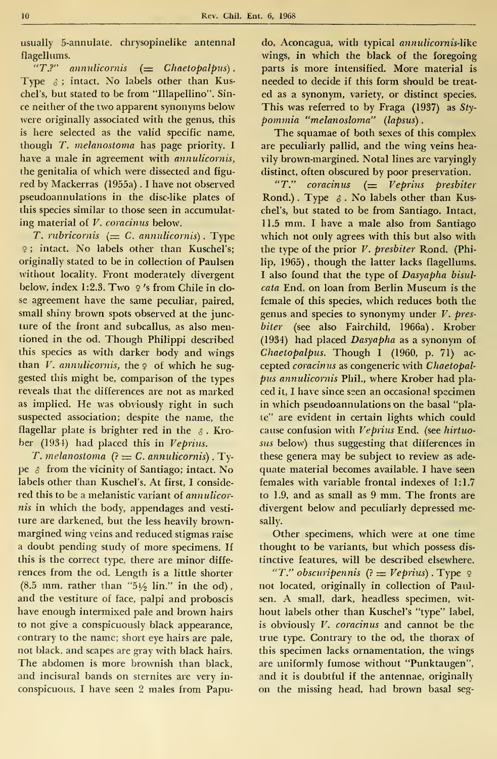usually 5-annulate, chrysopinelike antennal flagellums.

*"T.?" annulicornis* (= *Chaetopalpus*). Type ♂; intact. No labels other than Kuschel's, but stated to be from "Illapellino". Since neither of the two apparent synonyms below were originally associated with the genus, this is here selected as the valid specific name, though *T. melanostoma* has page priority. I have a male in agreement with *annulicornis*, the genitalia of which were dissected and figured by Mackerras (1955a). I have not observed pseudoannulations in the disc-like plates of this species similar to those seen in accumulating material of *V. coracinus* below.

*T. rubricornis* (= *C. annulicornis*). Type ♀; intact. No labels other than Kuschel's; originally stated to be in collection of Paulsen without locality. Front moderately divergent below, index 1:2.3. Two ♀'s from Chile in close agreement have the same peculiar, paired, small shiny brown spots observed at the juncture of the front and subcallus, as also mentioned in the od. Though Philippi described this species as with darker body and wings than *V. annulicornis*, the ♀ of which he suggested this might be, comparison of the types reveals that the differences are not as marked as implied. He was obviously right in such suspected association; despite the name, the flagellar plate is brighter red in the ♂. Krober (1934) had placed this in *Veprius*.

*T. melanostoma* (? = *C. annulicornis*). Type ♂ from the vicinity of Santiago; intact. No labels other than Kuschel's. At first, I considered this to be a melanistic variant of *annulicornis* in which the body, appendages and vestiture are darkened, but the less heavily brown-margined wing veins and reduced stigmas raise a doubt pending study of more specimens. If this is the correct type, there are minor differences from the od. Length is a little shorter (8.5 mm. rather than "5½ lin." in the od), and the vestiture of face, palpi and proboscis have enough intermixed pale and brown hairs to not give a conspicuously black appearance, contrary to the name; short eye hairs are pale, not black, and scapes are gray with black hairs. The abdomen is more brownish than black, and incisural bands on sternites are very inconspicuous. I have seen 2 males from Papudo, Aconcagua, with typical *annulicornis*-like wings, in which the black of the foregoing parts is more intensified. More material is needed to decide if this form should be treated as a synonym, variety, or distinct species. This was referred to by Fraga (1937) as *Stypommia "melanosloma"* (*lapsus*).

The squamae of both sexes of this complex are peculiarly pallid, and the wing veins heavily brown-margined. Notal lines are varyingly distinct, often obscured by poor preservation.

*"T." coracinus* (= *Veprius presbiter* Rond.). Type ♂. No labels other than Kuschel's, but stated to be from Santiago. Intact, 11.5 mm. I have a male also from Santiago which not only agrees with this but also with the type of the prior *V. presbiter* Rond. (Philip, 1965), though the latter lacks flagellums. I also found that the type of *Dasyapha bisulcata* End. on loan from Berlin Museum is the female of this species, which reduces both the genus and species to synonymy under *V. presbiter* (see also Fairchild, 1966a). Krober (1934) had placed *Dasyapha* as a synonym of *Chaetopalpus*. Though I (1960, p. 71) accepted *coracinus* as congeneric with *Chaetopalpus annulicornis* Phil., where Krober had placed it, I have since seen an occasional specimen in which pseudoannulations on the basal "plate" are evident in certain lights which could cause confusion with *Veprius* End. (see *hirtuosus* below) thus suggesting that differences in these genera may be subject to review as adequate material becomes available. I have seen females with variable frontal indexes of 1:1.7 to 1.9, and as small as 9 mm. The fronts are divergent below and peculiarly depressed mesally.

Other specimens, which were at one time thought to be variants, but which possess distinctive features, will be described elsewhere.

*"T." obscuripennis* (? = *Veprius*). Type ♀ not located, originally in collection of Paulsen. A small, dark, headless specimen, without labels other than Kuschel's "type" label, is obviously *V. coracinus* and cannot be the true type. Contrary to the od, the thorax of this specimen lacks ornamentation, the wings are uniformly fumose without "Punktaugen", and it is doubtful if the antennae, originally on the missing head, had brown basal seg-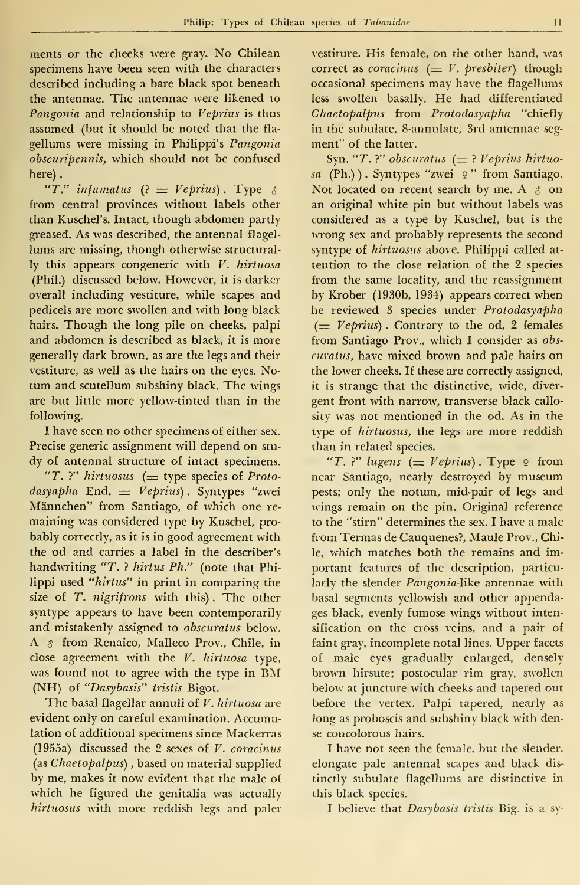ments or the cheeks were gray. No Chilean specimens have been seen with the characters described including a bare black spot beneath the antennae. The antennae were likened to *Pangonia* and relationship to *Veprius* is thus assumed (but it should be noted that the flagellums were missing in Philippi's *Pangonia obscuripennis,* which should not be confused here).

"*T.*" *infumatus* (? = *Veprius*). Type ♂ from central provinces without labels other than Kuschel's. Intact, though abdomen partly greased. As was described, the antennal flagellums are missing, though otherwise structurally this appears congeneric with *V. hirtuosa* (Phil.) discussed below. However, it is darker overall including vestiture, while scapes and pedicels are more swollen and with long black hairs. Though the long pile on cheeks, palpi and abdomen is described as black, it is more generally dark brown, as are the legs and their vestiture, as well as the hairs on the eyes. Notum and scutellum subshiny black. The wings are but little more yellow-tinted than in the following.

I have seen no other specimens of either sex. Precise generic assignment will depend on study of antennal structure of intact specimens.

"*T.* ?" *hirtuosus* (= type species of *Protodasyapha* End. = *Veprius*). Syntypes "zwei Männchen" from Santiago, of which one remaining was considered type by Kuschel, probably correctly, as it is in good agreement with the od and carries a label in the describer's handwriting "*T.* ? *hirtus Ph.*" (note that Philippi used "*hirtus*" in print in comparing the size of *T. nigrifrons* with this). The other syntype appears to have been contemporarily and mistakenly assigned to *obscuratus* below. A ♂ from Renaico, Malleco Prov., Chile, in close agreement with the *V. hirtuosa* type, was found not to agree with the type in BM (NH) of "*Dasybasis*" *tristis* Bigot.

The basal flagellar annuli of *V. hirtuosa* are evident only on careful examination. Accumulation of additional specimens since Mackerras (1955a) discussed the 2 sexes of *V. coracinus* (as *Chaetopalpus*), based on material supplied by me, makes it now evident that the male of which he figured the genitalia was actually *hirtuosus* with more reddish legs and paler vestiture. His female, on the other hand, was correct as *coracinus* (= *V. presbiter*) though occasional specimens may have the flagellums less swollen basally. He had differentiated *Chaetopalpus* from *Protodasyapha* "chiefly in the subulate, 8-annulate, 3rd antennae segment" of the latter.

Syn. "*T.* ?" *obscuratus* (= ? *Veprius hirtuosa* (Ph.)). Syntypes "zwei ♀" from Santiago. Not located on recent search by me. A ♂ on an original white pin but without labels was considered as a type by Kuschel, but is the wrong sex and probably represents the second syntype of *hirtuosus* above. Philippi called attention to the close relation of the 2 species from the same locality, and the reassignment by Krober (1930b, 1934) appears correct when he reviewed 3 species under *Protodasyapha* (= *Veprius*). Contrary to the od, 2 females from Santiago Prov., which I consider as *obscuratus*, have mixed brown and pale hairs on the lower cheeks. If these are correctly assigned, it is strange that the distinctive, wide, divergent front with narrow, transverse black callosity was not mentioned in the od. As in the type of *hirtuosus*, the legs are more reddish than in related species.

"*T.* ?" *lugens* (= *Veprius*). Type ♀ from near Santiago, nearly destroyed by museum pests; only the notum, mid-pair of legs and wings remain on the pin. Original reference to the "stirn" determines the sex. I have a male from Termas de Cauquenes?, Maule Prov., Chile, which matches both the remains and important features of the description, particularly the slender *Pangonia*-like antennae with basal segments yellowish and other appendages black, evenly fumose wings without intensification on the cross veins, and a pair of faint gray, incomplete notal lines. Upper facets of male eyes gradually enlarged, densely brown hirsute; postocular rim gray, swollen below at juncture with cheeks and tapered out before the vertex. Palpi tapered, nearly as long as proboscis and subshiny black with dense concolorous hairs.

I have not seen the female, but the slender, elongate pale antennal scapes and black distinctly subulate flagellums are distinctive in this black species.

I believe that *Dasybasis tristis* Big. is a sy-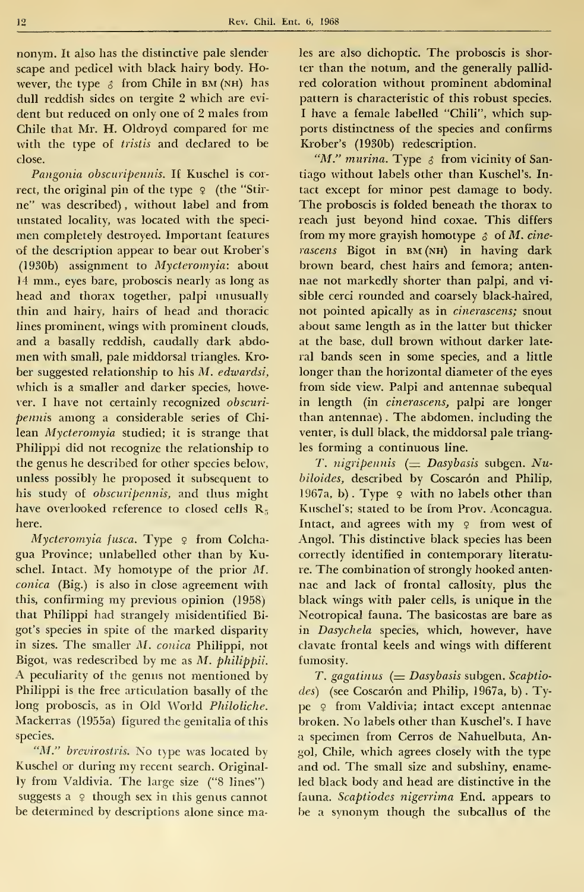nonym. It also has the distinctive pale slender scape and pedicel with black hairy body. However, the type ♂ from Chile in BM (NH) has dull reddish sides on tergite 2 which are evident but reduced on only one of 2 males from Chile that Mr. H. Oldroyd compared for me with the type of *tristis* and declared to be close.

*Pangonia obscuripennis.* If Kuschel is correct, the original pin of the type ♀ (the "Stirne" was described), without label and from unstated locality, was located with the specimen completely destroyed. Important features of the description appear to bear out Krober's (1930b) assignment to *Mycteromyia*: about 14 mm., eyes bare, proboscis nearly as long as head and thorax together, palpi unusually thin and hairy, hairs of head and thoracic lines prominent, wings with prominent clouds, and a basally reddish, caudally dark abdomen with small, pale middorsal triangles. Krober suggested relationship to his *M. edwardsi*, which is a smaller and darker species, however. I have not certainly recognized *obscuripennis* among a considerable series of Chilean *Mycteromyia* studied; it is strange that Philippi did not recognize the relationship to the genus he described for other species below, unless possibly he proposed it subsequent to his study of *obscuripennis*, and thus might have overlooked reference to closed cells $R_5$ here.

*Mycteromyia fusca.* Type ♀ from Colchagua Province; unlabelled other than by Kuschel. Intact. My homotype of the prior *M. conica* (Big.) is also in close agreement with this, confirming my previous opinion (1958) that Philippi had strangely misidentified Bigot's species in spite of the marked disparity in sizes. The smaller *M. conica* Philippi, not Bigot, was redescribed by me as *M. philippii*. A peculiarity of the genus not mentioned by Philippi is the free articulation basally of the long proboscis, as in Old World *Philoliche*. Mackerras (1955a) figured the genitalia of this species.

*"M." brevirostris.* No type was located by Kuschel or during my recent search. Originally from Valdivia. The large size ("8 lines") suggests a ♀ though sex in this genus cannot be determined by descriptions alone since males are also dichoptic. The proboscis is shorter than the notum, and the generally pallidred coloration without prominent abdominal pattern is characteristic of this robust species. I have a female labelled "Chili", which supports distinctness of the species and confirms Krober's (1930b) redescription.

*"M." murina.* Type ♂ from vicinity of Santiago without labels other than Kuschel's. Intact except for minor pest damage to body. The proboscis is folded beneath the thorax to reach just beyond hind coxae. This differs from my more grayish homotype ♂ of *M. cinerascens* Bigot in BM (NH) in having dark brown beard, chest hairs and femora; antennae not markedly shorter than palpi, and visible cerci rounded and coarsely black-haired, not pointed apically as in *cinerascens;* snout about same length as in the latter but thicker at the base, dull brown without darker lateral bands seen in some species, and a little longer than the horizontal diameter of the eyes from side view. Palpi and antennae subequal in length (in *cinerascens*, palpi are longer than antennae). The abdomen, including the venter, is dull black, the middorsal pale triangles forming a continuous line.

*T. nigripennis* (= *Dasybasis* subgen. *Nubiloides*, described by Coscarón and Philip, 1967a, b). Type ♀ with no labels other than Kuschel's; stated to be from Prov. Aconcagua. Intact, and agrees with my ♀ from west of Angol. This distinctive black species has been correctly identified in contemporary literature. The combination of strongly hooked antennae and lack of frontal callosity, plus the black wings with paler cells, is unique in the Neotropical fauna. The basicostas are bare as in *Dasychela* species, which, however, have clavate frontal keels and wings with different fumosity.

*T. gagatinus* (= *Dasybasis* subgen. *Scaptiodes*) (see Coscarón and Philip, 1967a, b). Type ♀ from Valdivia; intact except antennae broken. No labels other than Kuschel's. I have a specimen from Cerros de Nahuelbuta, Angol, Chile, which agrees closely with the type and od. The small size and subshiny, enameled black body and head are distinctive in the fauna. *Scaptiodes nigerrima* End. appears to be a synonym though the subcallus of the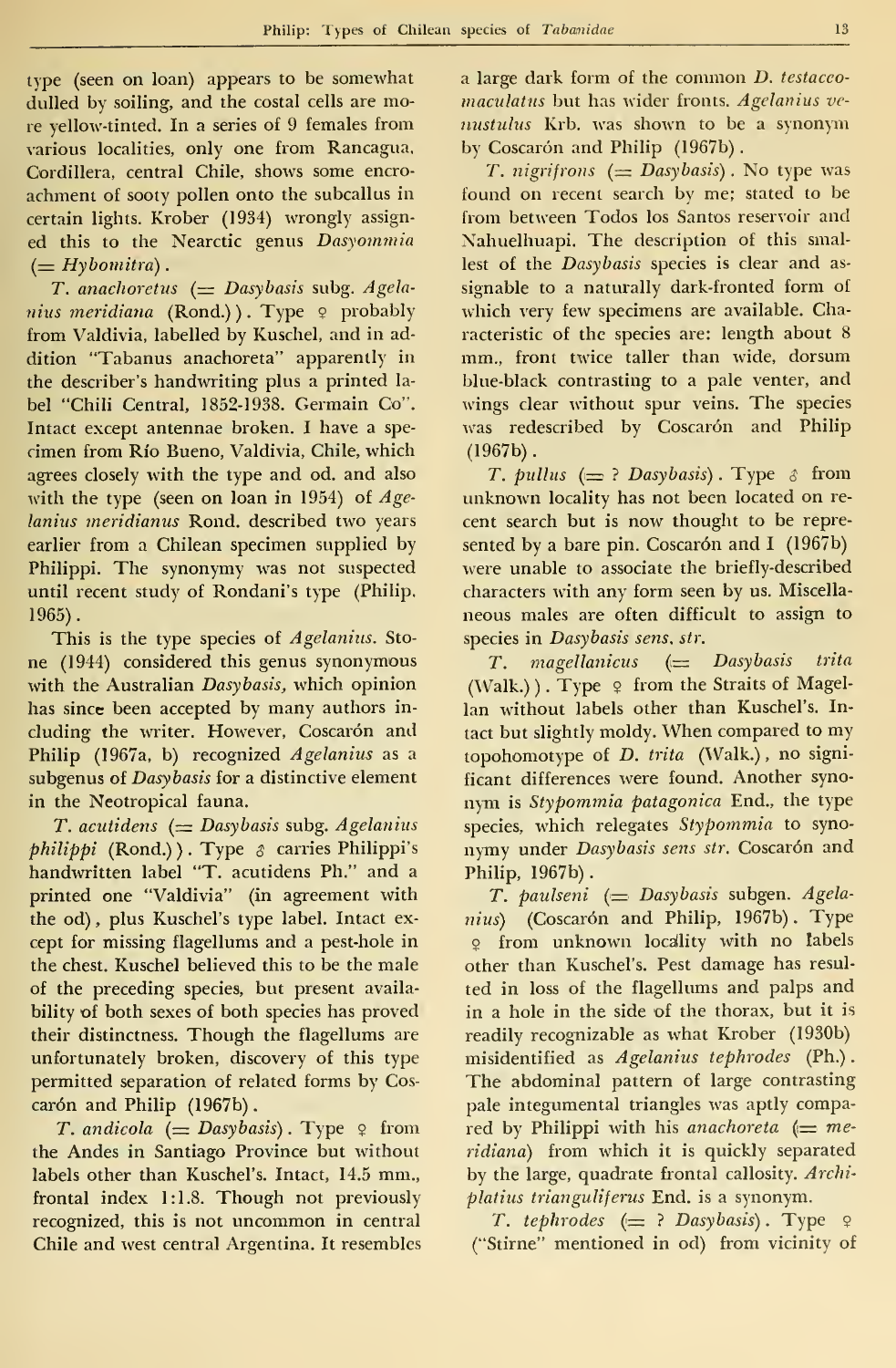type (seen on loan) appears to be somewhat dulled by soiling, and the costal cells are more yellow-tinted. In a series of 9 females from various localities, only one from Rancagua, Cordillera, central Chile, shows some encroachment of sooty pollen onto the subcallus in certain lights. Krober (1934) wrongly assigned this to the Nearctic genus *Dasyommia* (= *Hybomitra*).

*T. anachoretus* (= *Dasybasis* subg. *Agelanius meridiana* (Rond.)). Type ♀ probably from Valdivia, labelled by Kuschel, and in addition "Tabanus anachoreta" apparently in the describer's handwriting plus a printed label "Chili Central, 1852-1938. Germain Co". Intact except antennae broken. I have a specimen from Río Bueno, Valdivia, Chile, which agrees closely with the type and od. and also with the type (seen on loan in 1954) of *Agelanius meridianus* Rond. described two years earlier from a Chilean specimen supplied by Philippi. The synonymy was not suspected until recent study of Rondani's type (Philip, 1965).

This is the type species of *Agelanius*. Stone (1944) considered this genus synonymous with the Australian *Dasybasis*, which opinion has since been accepted by many authors including the writer. However, Coscarón and Philip (1967a, b) recognized *Agelanius* as a subgenus of *Dasybasis* for a distinctive element in the Neotropical fauna.

*T. acutidens* (= *Dasybasis* subg. *Agelanius philippi* (Rond.)). Type ♂ carries Philippi's handwritten label "T. acutidens Ph." and a printed one "Valdivia" (in agreement with the od), plus Kuschel's type label. Intact except for missing flagellums and a pest-hole in the chest. Kuschel believed this to be the male of the preceding species, but present availability of both sexes of both species has proved their distinctness. Though the flagellums are unfortunately broken, discovery of this type permitted separation of related forms by Coscarón and Philip (1967b).

*T. andicola* (= *Dasybasis*). Type ♀ from the Andes in Santiago Province but without labels other than Kuschel's. Intact, 14.5 mm., frontal index 1:1.8. Though not previously recognized, this is not uncommon in central Chile and west central Argentina. It resembles a large dark form of the common *D. testaceomaculatus* but has wider fronts. *Agelanius venustulus* Krb. was shown to be a synonym by Coscarón and Philip (1967b).

*T. nigrifrons* (= *Dasybasis*). No type was found on recent search by me; stated to be from between Todos los Santos reservoir and Nahuelhuapi. The description of this smallest of the *Dasybasis* species is clear and assignable to a naturally dark-fronted form of which very few specimens are available. Characteristic of the species are: length about 8 mm., front twice taller than wide, dorsum blue-black contrasting to a pale venter, and wings clear without spur veins. The species was redescribed by Coscarón and Philip (1967b).

*T. pullus* (= ? *Dasybasis*). Type ♂ from unknown locality has not been located on recent search but is now thought to be represented by a bare pin. Coscarón and I (1967b) were unable to associate the briefly-described characters with any form seen by us. Miscellaneous males are often difficult to assign to species in *Dasybasis sens. str.*

*T. magellanicus* (= *Dasybasis trita* (Walk.)). Type ♀ from the Straits of Magellan without labels other than Kuschel's. Intact but slightly moldy. When compared to my topohomotype of *D. trita* (Walk.), no significant differences were found. Another synonym is *Stypommia patagonica* End., the type species, which relegates *Stypommia* to synonymy under *Dasybasis sens str.* Coscarón and Philip, 1967b).

*T. paulseni* (= *Dasybasis* subgen. *Agelanius*) (Coscarón and Philip, 1967b). Type ♀ from unknown locality with no labels other than Kuschel's. Pest damage has resulted in loss of the flagellums and palps and in a hole in the side of the thorax, but it is readily recognizable as what Krober (1930b) misidentified as *Agelanius tephrodes* (Ph.). The abdominal pattern of large contrasting pale integumental triangles was aptly compared by Philippi with his *anachoreta* (= *meridiana*) from which it is quickly separated by the large, quadrate frontal callosity. *Archiplatius trianguliferus* End. is a synonym.

*T. tephrodes* (= ? *Dasybasis*). Type ♀ ("Stirne" mentioned in od) from vicinity of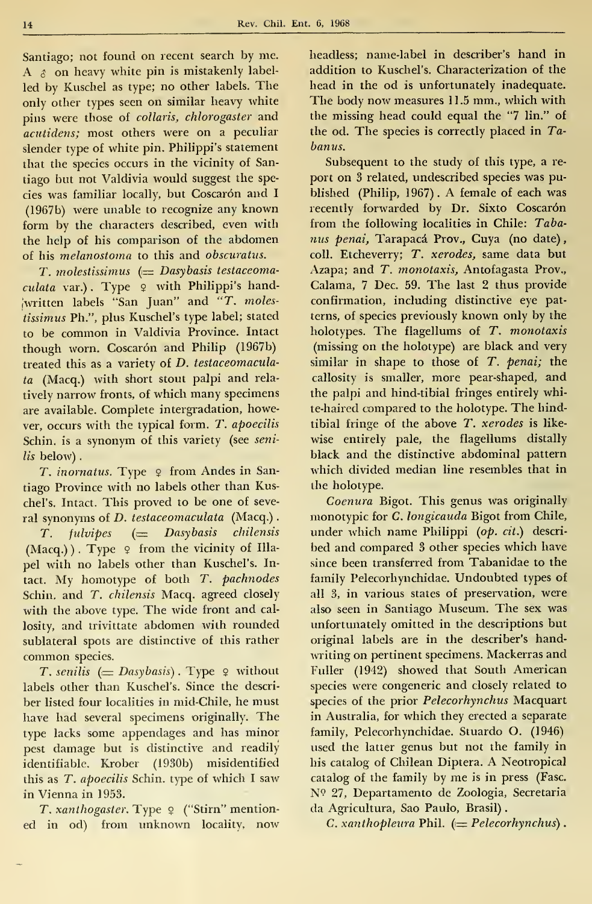Santiago; not found on recent search by me. A ♂ on heavy white pin is mistakenly labelled by Kuschel as type; no other labels. The only other types seen on similar heavy white pins were those of *collaris*, *chlorogaster* and *acutidens;* most others were on a peculiar slender type of white pin. Philippi's statement that the species occurs in the vicinity of Santiago but not Valdivia would suggest the species was familiar locally, but Coscarón and I (1967b) were unable to recognize any known form by the characters described, even with the help of his comparison of the abdomen of his *melanostoma* to this and *obscuratus*.

*T. molestissimus* (= *Dasybasis testaceomaculata* var.). Type ♀ with Philippi's handwritten labels "San Juan" and "*T. molestissimus* Ph.", plus Kuschel's type label; stated to be common in Valdivia Province. Intact though worn. Coscarón and Philip (1967b) treated this as a variety of *D. testaceomaculata* (Macq.) with short stout palpi and relatively narrow fronts, of which many specimens are available. Complete intergradation, however, occurs with the typical form. *T. apoecilis* Schin. is a synonym of this variety (see *senilis* below).

*T. inornatus.* Type ♀ from Andes in Santiago Province with no labels other than Kuschel's. Intact. This proved to be one of several synonyms of *D. testaceomaculata* (Macq.).

*T. fulvipes* (= *Dasybasis chilensis* (Macq.)). Type ♀ from the vicinity of Illapel with no labels other than Kuschel's. Intact. My homotype of both *T. pachnodes* Schin. and *T. chilensis* Macq. agreed closely with the above type. The wide front and callosity, and trivittate abdomen with rounded sublateral spots are distinctive of this rather common species.

*T. senilis* (= *Dasybasis*). Type ♀ without labels other than Kuschel's. Since the describer listed four localities in mid-Chile, he must have had several specimens originally. The type lacks some appendages and has minor pest damage but is distinctive and readily identifiable. Krober (1930b) misidentified this as *T. apoecilis* Schin. type of which I saw in Vienna in 1953.

*T. xanthogaster.* Type ♀ ("Stirn" mentioned in od) from unknown locality, now headless; name-label in describer's hand in addition to Kuschel's. Characterization of the head in the od is unfortunately inadequate. The body now measures 11.5 mm., which with the missing head could equal the "7 lin." of the od. The species is correctly placed in *Tabanus*.

Subsequent to the study of this type, a report on 3 related, undescribed species was published (Philip, 1967). A female of each was recently forwarded by Dr. Sixto Coscarón from the following localities in Chile: *Tabanus penai*, Tarapacá Prov., Cuya (no date), coll. Etcheverry; *T. xerodes*, same data but Azapa; and *T. monotaxis*, Antofagasta Prov., Calama, 7 Dec. 59. The last 2 thus provide confirmation, including distinctive eye patterns, of species previously known only by the holotypes. The flagellums of *T. monotaxis* (missing on the holotype) are black and very similar in shape to those of *T. penai;* the callosity is smaller, more pear-shaped, and the palpi and hind-tibial fringes entirely white-haired compared to the holotype. The hind-tibial fringe of the above *T. xerodes* is likewise entirely pale, the flagellums distally black and the distinctive abdominal pattern which divided median line resembles that in the holotype.

*Coenura* Bigot. This genus was originally monotypic for *C. longicauda* Bigot from Chile, under which name Philippi (*op. cit.*) described and compared 3 other species which have since been transferred from Tabanidae to the family Pelecorhynchidae. Undoubted types of all 3, in various states of preservation, were also seen in Santiago Museum. The sex was unfortunately omitted in the descriptions but original labels are in the describer's handwriting on pertinent specimens. Mackerras and Fuller (1942) showed that South American species were congeneric and closely related to species of the prior *Pelecorhynchus* Macquart in Australia, for which they erected a separate family, Pelecorhynchidae. Stuardo O. (1946) used the latter genus but not the family in his catalog of Chilean Diptera. A Neotropical catalog of the family by me is in press (Fasc. Nº 27, Departamento de Zoologia, Secretaria da Agricultura, Sao Paulo, Brasil).

*C. xanthopleura* Phil. (= *Pelecorhynchus*).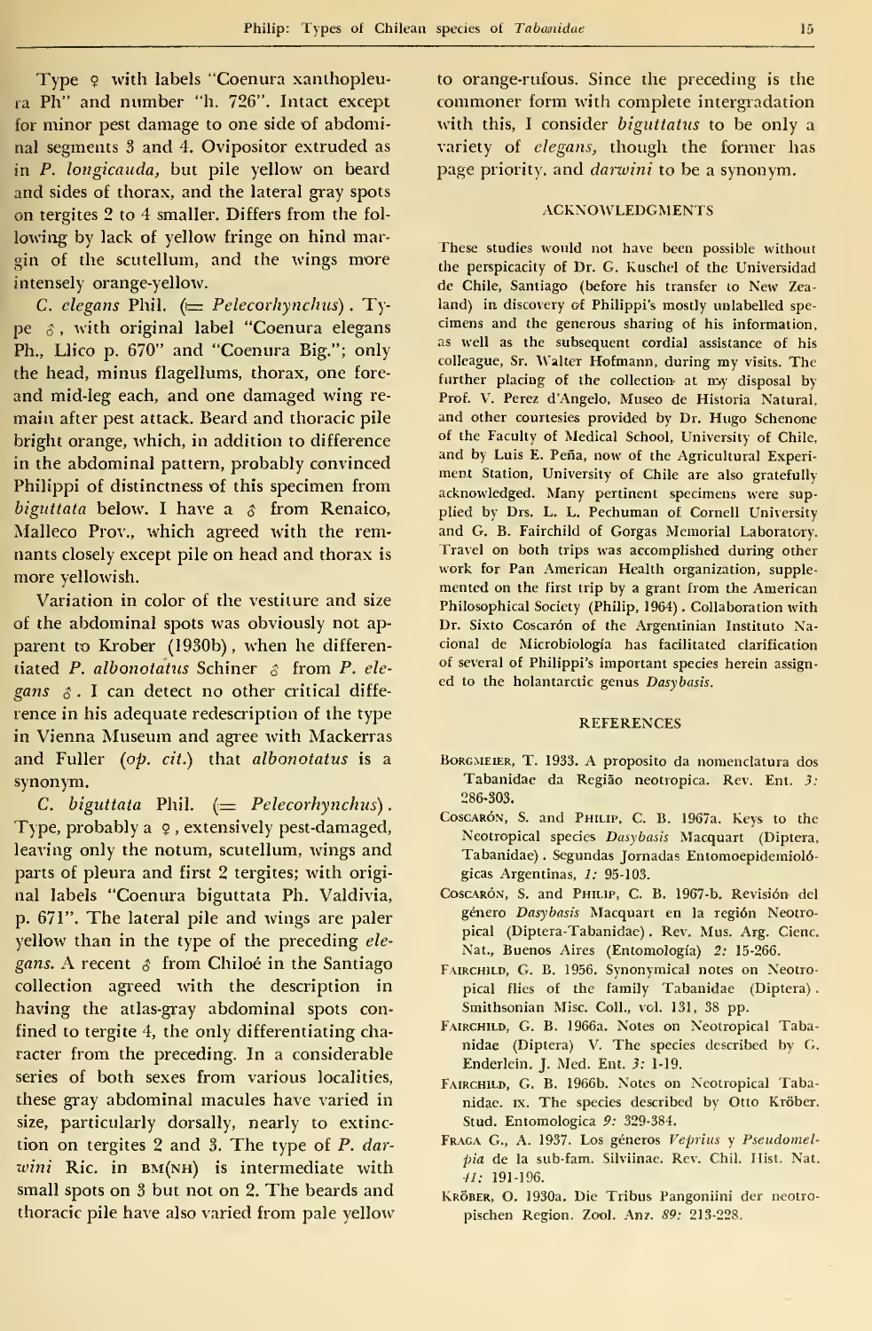Type ♀ with labels "Coenura xanthopleura Ph" and number "h. 726". Intact except for minor pest damage to one side of abdominal segments 3 and 4. Ovipositor extruded as in *P. longicauda*, but pile yellow on beard and sides of thorax, and the lateral gray spots on tergites 2 to 4 smaller. Differs from the following by lack of yellow fringe on hind margin of the scutellum, and the wings more intensely orange-yellow.

*C. elegans* Phil. (= *Pelecorhynchus*). Type ♂, with original label "Coenura elegans Ph., Llico p. 670" and "Coenura Big."; only the head, minus flagellums, thorax, one fore- and mid-leg each, and one damaged wing remain after pest attack. Beard and thoracic pile bright orange, which, in addition to difference in the abdominal pattern, probably convinced Philippi of distinctness of this specimen from *biguttata* below. I have a ♂ from Renaico, Malleco Prov., which agreed with the remnants closely except pile on head and thorax is more yellowish.

Variation in color of the vestiture and size of the abdominal spots was obviously not apparent to Krober (1930b), when he differentiated *P. albonotatus* Schiner ♂ from *P. elegans* ♂. I can detect no other critical difference in his adequate redescription of the type in Vienna Museum and agree with Mackerras and Fuller (*op. cit.*) that *albonotatus* is a synonym.

*C. biguttata* Phil. (= *Pelecorhynchus*). Type, probably a ♀, extensively pest-damaged, leaving only the notum, scutellum, wings and parts of pleura and first 2 tergites; with original labels "Coenura biguttata Ph. Valdivia, p. 671". The lateral pile and wings are paler yellow than in the type of the preceding *elegans*. A recent ♂ from Chiloé in the Santiago collection agreed with the description in having the atlas-gray abdominal spots confined to tergite 4, the only differentiating character from the preceding. In a considerable series of both sexes from various localities, these gray abdominal macules have varied in size, particularly dorsally, nearly to extinction on tergites 2 and 3. The type of *P. darwini* Ric. in BM(NH) is intermediate with small spots on 3 but not on 2. The beards and thoracic pile have also varied from pale yellow to orange-rufous. Since the preceding is the commoner form with complete intergradation with this, I consider *biguttatus* to be only a variety of *elegans*, though the former has page priority, and *darwini* to be a synonym.

## ACKNOWLEDGMENTS

These studies would not have been possible without the perspicacity of Dr. G. Kuschel of the Universidad de Chile, Santiago (before his transfer to New Zealand) in discovery of Philippi's mostly unlabelled specimens and the generous sharing of his information, as well as the subsequent cordial assistance of his colleague, Sr. Walter Hofmann, during my visits. The further placing of the collection at my disposal by Prof. V. Perez d'Angelo, Museo de Historia Natural, and other courtesies provided by Dr. Hugo Schenone of the Faculty of Medical School, University of Chile, and by Luis E. Peña, now of the Agricultural Experiment Station, University of Chile are also gratefully acknowledged. Many pertinent specimens were supplied by Drs. L. L. Pechuman of Cornell University and G. B. Fairchild of Gorgas Memorial Laboratory. Travel on both trips was accomplished during other work for Pan American Health organization, supplemented on the first trip by a grant from the American Philosophical Society (Philip, 1964). Collaboration with Dr. Sixto Coscarón of the Argentinian Instituto Nacional de Microbiología has facilitated clarification of several of Philippi's important species herein assigned to the holantarctic genus *Dasybasis*.

## REFERENCES

Borgmeier, T. 1933. A proposito da nomenclatura dos Tabanidae da Região neotropica. Rev. Ent. *3:* 286-303.

Coscarón, S. and Philip, C. B. 1967a. Keys to the Neotropical species *Dasybasis* Macquart (Diptera, Tabanidae). Segundas Jornadas Entomoepidemiológicas Argentinas, *1:* 95-103.

Coscarón, S. and Philip, C. B. 1967-b. Revisión del género *Dasybasis* Macquart en la región Neotropical (Diptera-Tabanidae). Rev. Mus. Arg. Cienc. Nat., Buenos Aires (Entomología) *2:* 15-266.

Fairchild, G. B. 1956. Synonymical notes on Neotropical flies of the family Tabanidae (Diptera). Smithsonian Misc. Coll., vol. 131, 38 pp.

Fairchild, G. B. 1966a. Notes on Neotropical Tabanidae (Diptera) V. The species described by G. Enderlein. J. Med. Ent. *3:* 1-19.

Fairchild, G. B. 1966b. Notes on Neotropical Tabanidae. IX. The species described by Otto Kröber. Stud. Entomologica *9:* 329-384.

Fraga G., A. 1937. Los géneros *Veprius* y *Pseudomelpia* de la sub-fam. Silviinae. Rev. Chil. Hist. Nat. *41:* 191-196.

Kröber, O. 1930a. Die Tribus Pangoniini der neotropischen Region. Zool. Anz. *89:* 213-228.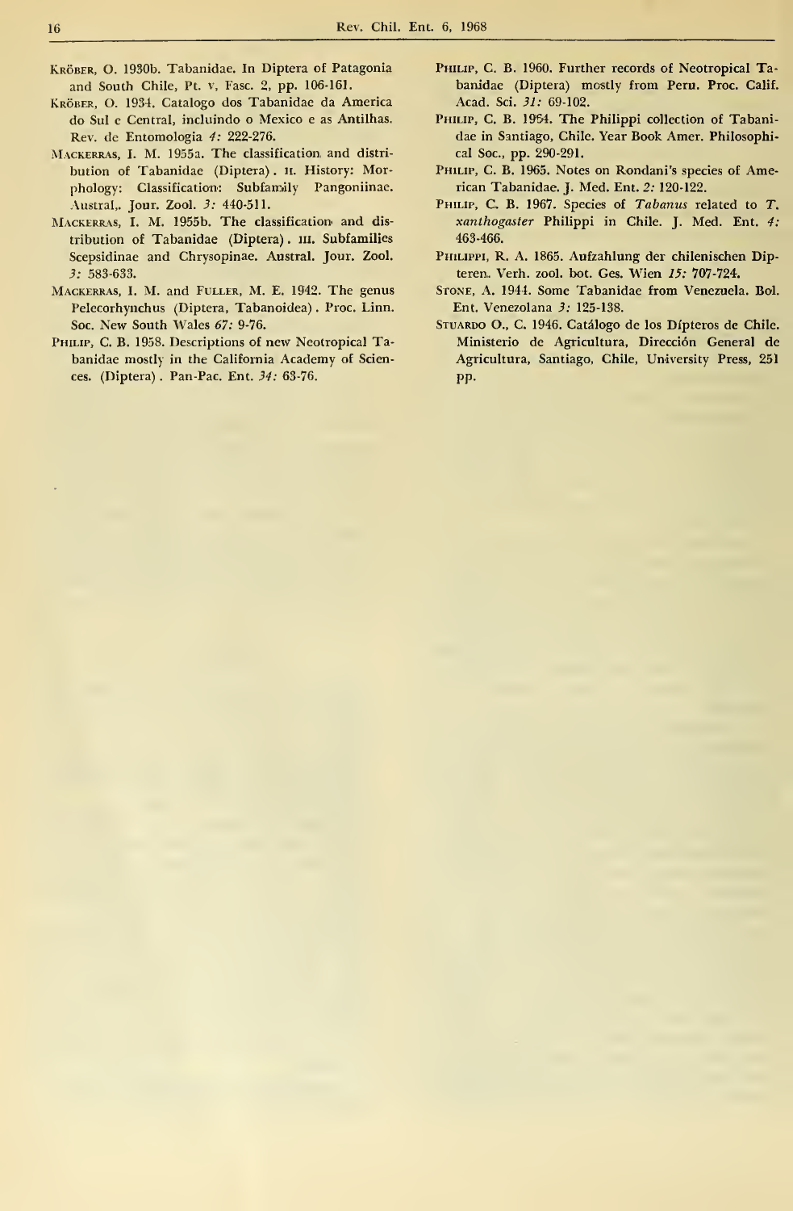Kröber, O. 1930b. Tabanidae. In Diptera of Patagonia and South Chile, Pt. v, Fasc. 2, pp. 106-161.

Kröber, O. 1934. Catalogo dos Tabanidae da America do Sul e Central, incluindo o Mexico e as Antilhas. Rev. de Entomologia *4:* 222-276.

Mackerras, I. M. 1955a. The classification and distribution of Tabanidae (Diptera). II. History: Morphology: Classification: Subfamily Pangoniinae. Austral. Jour. Zool. *3:* 440-511.

Mackerras, I. M. 1955b. The classification and distribution of Tabanidae (Diptera). III. Subfamilies Scepsidinae and Chrysopinae. Austral. Jour. Zool. *3:* 583-633.

Mackerras, I. M. and Fuller, M. E. 1942. The genus Pelecorhynchus (Diptera, Tabanoidea). Proc. Linn. Soc. New South Wales *67:* 9-76.

Philip, C. B. 1958. Descriptions of new Neotropical Tabanidae mostly in the California Academy of Sciences. (Diptera). Pan-Pac. Ent. *34:* 63-76.

Philip, C. B. 1960. Further records of Neotropical Tabanidae (Diptera) mostly from Peru. Proc. Calif. Acad. Sci. *31:* 69-102.

Philip, C. B. 1964. The Philippi collection of Tabanidae in Santiago, Chile. Year Book Amer. Philosophical Soc., pp. 290-291.

Philip, C. B. 1965. Notes on Rondani's species of American Tabanidae. J. Med. Ent. *2:* 120-122.

Philip, C. B. 1967. Species of *Tabanus* related to *T. xanthogaster* Philippi in Chile. J. Med. Ent. *4:* 463-466.

Philippi, R. A. 1865. Aufzahlung der chilenischen Dipteren. Verh. zool. bot. Ges. Wien *15:* 707-724.

Stone, A. 1944. Some Tabanidae from Venezuela. Bol. Ent. Venezolana *3:* 125-138.

Stuardo O., C. 1946. Catálogo de los Dípteros de Chile. Ministerio de Agricultura, Dirección General de Agricultura, Santiago, Chile, University Press, 251 pp.